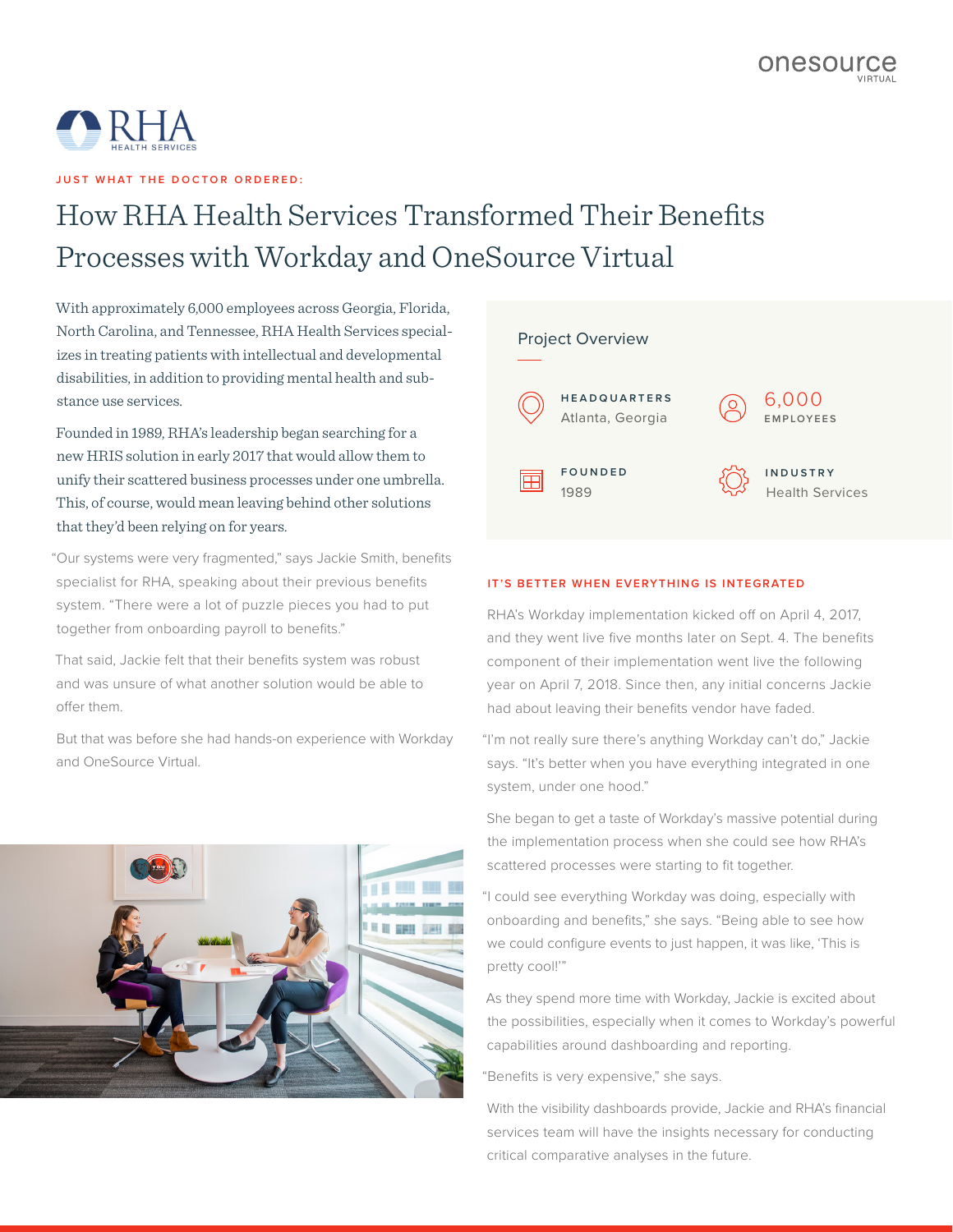onesource VIRTUAL

RHA HEALTH SERVICES

**JUST WHAT THE DOCTOR ORDERED:**

# How RHA Health Services Transformed Their Benefits Processes with Workday and OneSource Virtual

With approximately 6,000 employees across Georgia, Florida, North Carolina, and Tennessee, RHA Health Services specializes in treating patients with intellectual and developmental disabilities, in addition to providing mental health and substance use services.

Founded in 1989, RHA's leadership began searching for a new HRIS solution in early 2017 that would allow them to unify their scattered business processes under one umbrella. This, of course, would mean leaving behind other solutions that they'd been relying on for years.

"Our systems were very fragmented," says Jackie Smith, benefits specialist for RHA, speaking about their previous benefits system. "There were a lot of puzzle pieces you had to put together from onboarding payroll to benefits."

That said, Jackie felt that their benefits system was robust and was unsure of what another solution would be able to offer them.

But that was before she had hands-on experience with Workday and OneSource Virtual.

## Project Overview

**HEADQUARTERS**
Atlanta, Georgia

**6,000**
**EMPLOYEES**

**FOUNDED**
1989

**INDUSTRY**
Health Services

## IT'S BETTER WHEN EVERYTHING IS INTEGRATED

RHA's Workday implementation kicked off on April 4, 2017, and they went live five months later on Sept. 4. The benefits component of their implementation went live the following year on April 7, 2018. Since then, any initial concerns Jackie had about leaving their benefits vendor have faded.

"I'm not really sure there's anything Workday can't do," Jackie says. "It's better when you have everything integrated in one system, under one hood."

She began to get a taste of Workday's massive potential during the implementation process when she could see how RHA's scattered processes were starting to fit together.

"I could see everything Workday was doing, especially with onboarding and benefits," she says. "Being able to see how we could configure events to just happen, it was like, 'This is pretty cool!'"

As they spend more time with Workday, Jackie is excited about the possibilities, especially when it comes to Workday's powerful capabilities around dashboarding and reporting.

"Benefits is very expensive," she says.

With the visibility dashboards provide, Jackie and RHA's financial services team will have the insights necessary for conducting critical comparative analyses in the future.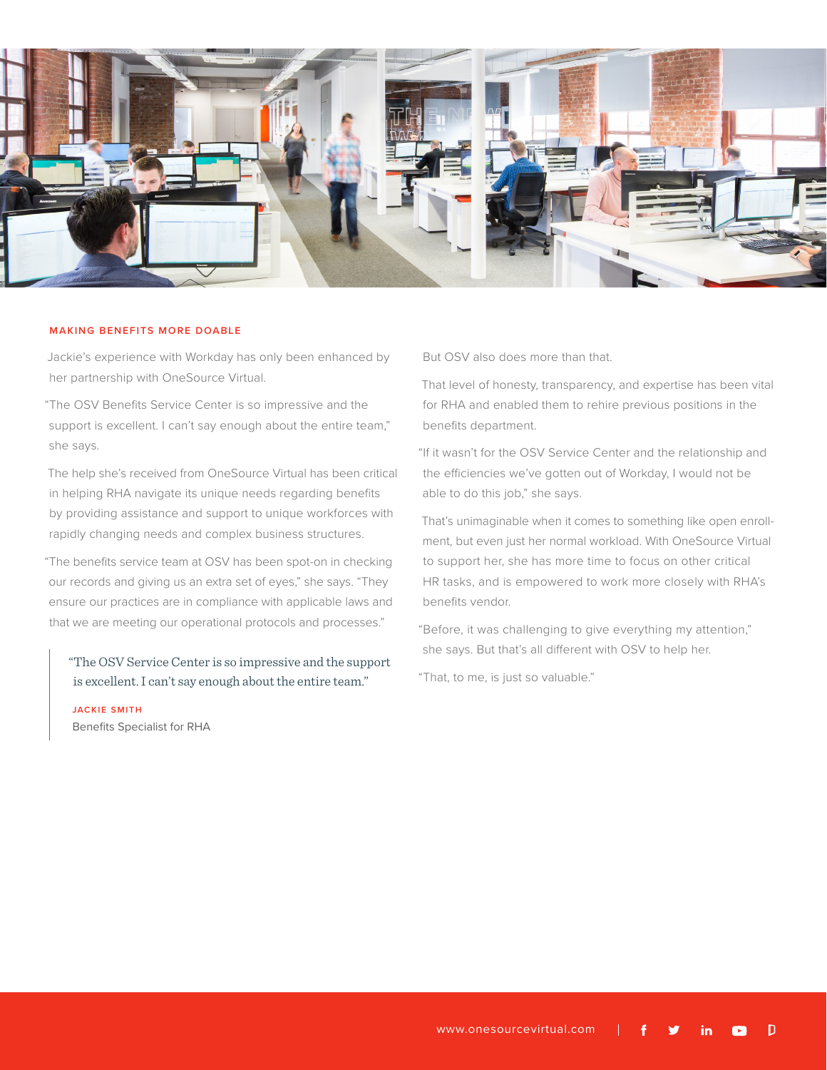## MAKING BENEFITS MORE DOABLE

Jackie's experience with Workday has only been enhanced by her partnership with OneSource Virtual.

"The OSV Benefits Service Center is so impressive and the support is excellent. I can't say enough about the entire team," she says.

The help she's received from OneSource Virtual has been critical in helping RHA navigate its unique needs regarding benefits by providing assistance and support to unique workforces with rapidly changing needs and complex business structures.

"The benefits service team at OSV has been spot-on in checking our records and giving us an extra set of eyes," she says. "They ensure our practices are in compliance with applicable laws and that we are meeting our operational protocols and processes."

> "The OSV Service Center is so impressive and the support is excellent. I can't say enough about the entire team."
>
> **JACKIE SMITH**
> Benefits Specialist for RHA

But OSV also does more than that.

That level of honesty, transparency, and expertise has been vital for RHA and enabled them to rehire previous positions in the benefits department.

"If it wasn't for the OSV Service Center and the relationship and the efficiencies we've gotten out of Workday, I would not be able to do this job," she says.

That's unimaginable when it comes to something like open enrollment, but even just her normal workload. With OneSource Virtual to support her, she has more time to focus on other critical HR tasks, and is empowered to work more closely with RHA's benefits vendor.

"Before, it was challenging to give everything my attention," she says. But that's all different with OSV to help her.

"That, to me, is just so valuable."

www.onesourcevirtual.com